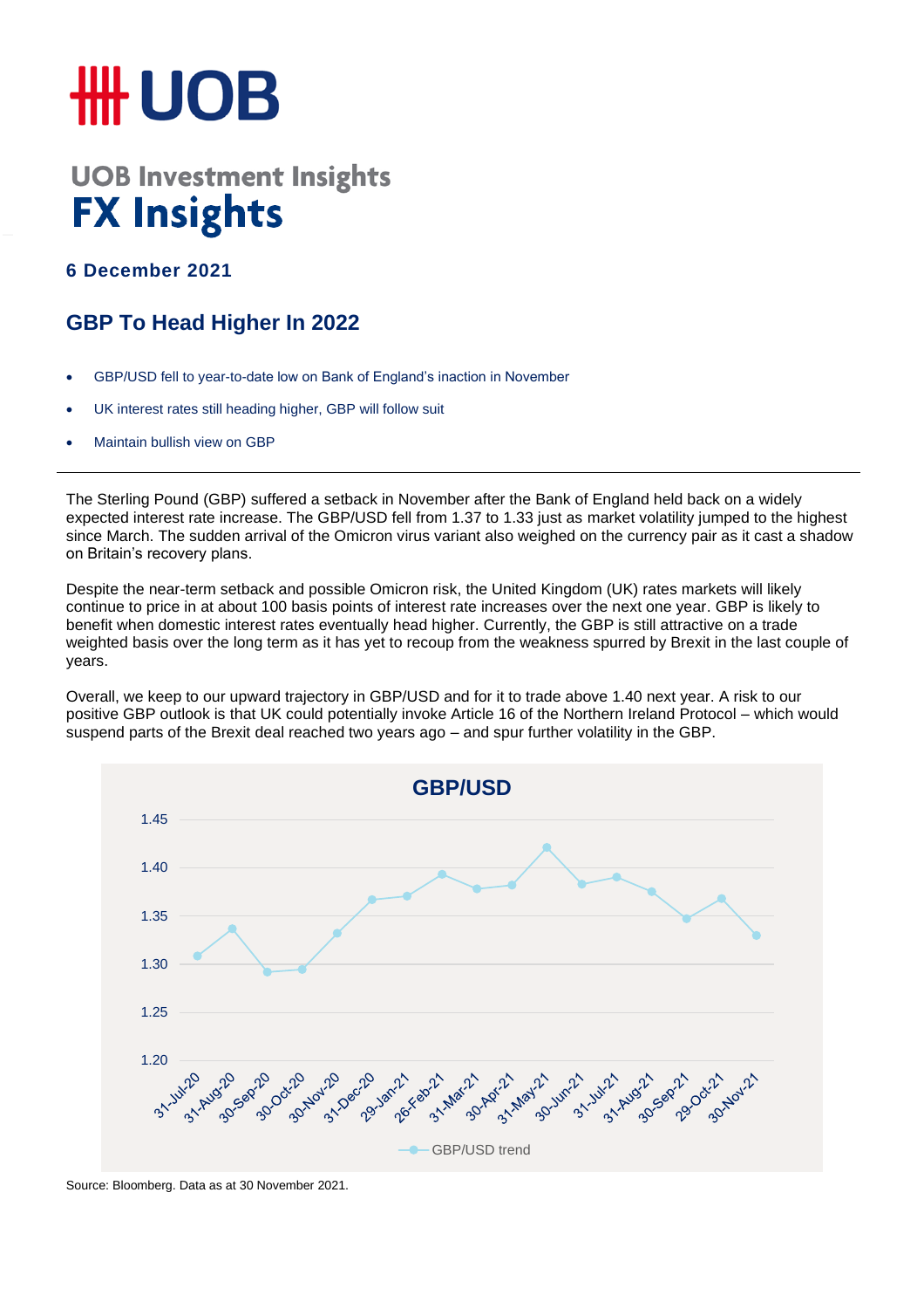# UOB

## UOB Investment Insights
# FX Insights

**6 December 2021**

## GBP To Head Higher In 2022

- GBP/USD fell to year-to-date low on Bank of England's inaction in November
- UK interest rates still heading higher, GBP will follow suit
- Maintain bullish view on GBP

---

The Sterling Pound (GBP) suffered a setback in November after the Bank of England held back on a widely expected interest rate increase. The GBP/USD fell from 1.37 to 1.33 just as market volatility jumped to the highest since March. The sudden arrival of the Omicron virus variant also weighed on the currency pair as it cast a shadow on Britain's recovery plans.

Despite the near-term setback and possible Omicron risk, the United Kingdom (UK) rates markets will likely continue to price in at about 100 basis points of interest rate increases over the next one year. GBP is likely to benefit when domestic interest rates eventually head higher. Currently, the GBP is still attractive on a trade weighted basis over the long term as it has yet to recoup from the weakness spurred by Brexit in the last couple of years.

Overall, we keep to our upward trajectory in GBP/USD and for it to trade above 1.40 next year. A risk to our positive GBP outlook is that UK could potentially invoke Article 16 of the Northern Ireland Protocol – which would suspend parts of the Brexit deal reached two years ago – and spur further volatility in the GBP.

**GBP/USD**

| Date | GBP/USD trend |
|---|---|
| 31-Jul-20 | 1.31 |
| 31-Aug-20 | 1.34 |
| 30-Sep-20 | 1.29 |
| 30-Oct-20 | 1.29 |
| 30-Nov-20 | 1.33 |
| 31-Dec-20 | 1.37 |
| 29-Jan-21 | 1.37 |
| 26-Feb-21 | 1.39 |
| 31-Mar-21 | 1.38 |
| 30-Apr-21 | 1.38 |
| 31-May-21 | 1.42 |
| 30-Jun-21 | 1.38 |
| 31-Jul-21 | 1.39 |
| 31-Aug-21 | 1.38 |
| 30-Sep-21 | 1.35 |
| 29-Oct-21 | 1.37 |
| 30-Nov-21 | 1.33 |

Source: Bloomberg. Data as at 30 November 2021.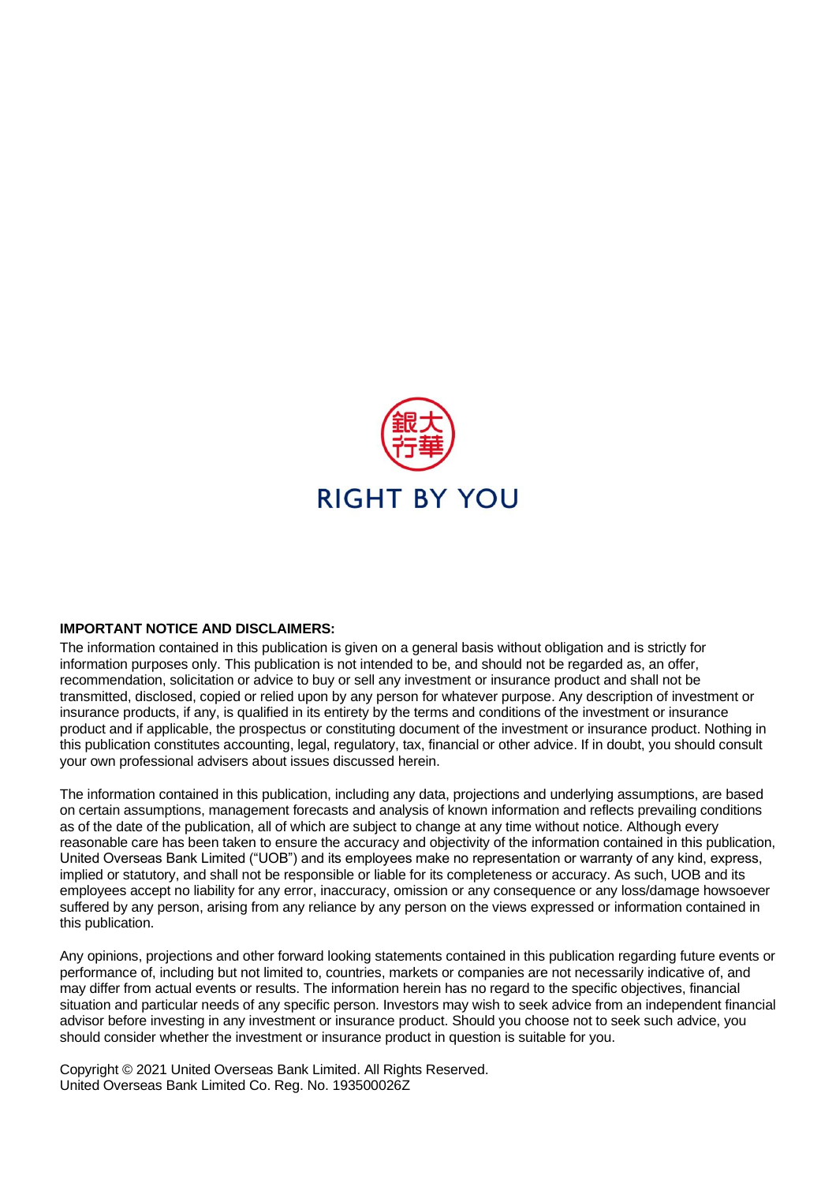大華銀行

RIGHT BY YOU

**IMPORTANT NOTICE AND DISCLAIMERS:**

The information contained in this publication is given on a general basis without obligation and is strictly for information purposes only. This publication is not intended to be, and should not be regarded as, an offer, recommendation, solicitation or advice to buy or sell any investment or insurance product and shall not be transmitted, disclosed, copied or relied upon by any person for whatever purpose. Any description of investment or insurance products, if any, is qualified in its entirety by the terms and conditions of the investment or insurance product and if applicable, the prospectus or constituting document of the investment or insurance product. Nothing in this publication constitutes accounting, legal, regulatory, tax, financial or other advice. If in doubt, you should consult your own professional advisers about issues discussed herein.

The information contained in this publication, including any data, projections and underlying assumptions, are based on certain assumptions, management forecasts and analysis of known information and reflects prevailing conditions as of the date of the publication, all of which are subject to change at any time without notice. Although every reasonable care has been taken to ensure the accuracy and objectivity of the information contained in this publication, United Overseas Bank Limited ("UOB") and its employees make no representation or warranty of any kind, express, implied or statutory, and shall not be responsible or liable for its completeness or accuracy. As such, UOB and its employees accept no liability for any error, inaccuracy, omission or any consequence or any loss/damage howsoever suffered by any person, arising from any reliance by any person on the views expressed or information contained in this publication.

Any opinions, projections and other forward looking statements contained in this publication regarding future events or performance of, including but not limited to, countries, markets or companies are not necessarily indicative of, and may differ from actual events or results. The information herein has no regard to the specific objectives, financial situation and particular needs of any specific person. Investors may wish to seek advice from an independent financial advisor before investing in any investment or insurance product. Should you choose not to seek such advice, you should consider whether the investment or insurance product in question is suitable for you.

Copyright © 2021 United Overseas Bank Limited. All Rights Reserved.
United Overseas Bank Limited Co. Reg. No. 193500026Z